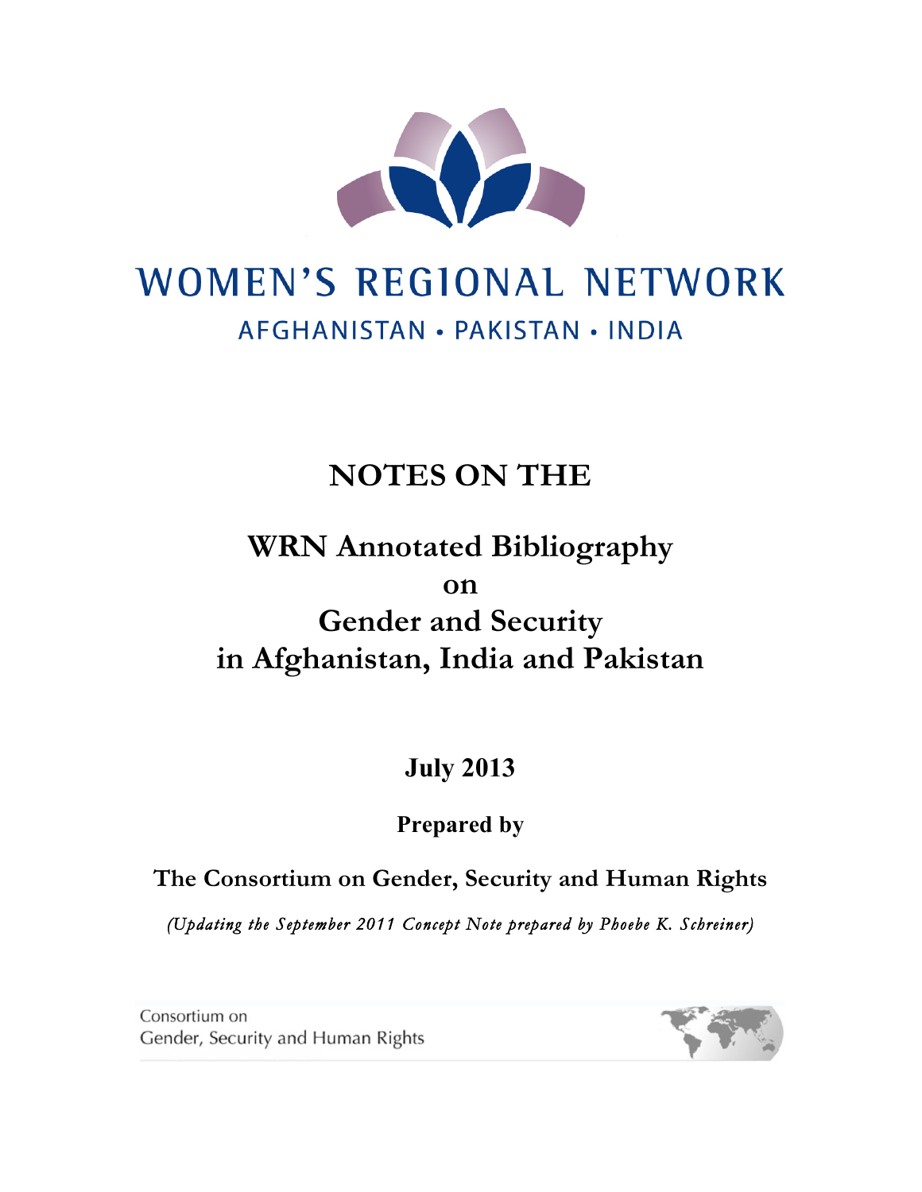# WOMEN'S REGIONAL NETWORK

AFGHANISTAN • PAKISTAN • INDIA

## NOTES ON THE

## WRN Annotated Bibliography on Gender and Security in Afghanistan, India and Pakistan

**July 2013**

**Prepared by**

**The Consortium on Gender, Security and Human Rights**

*(Updating the September 2011 Concept Note prepared by Phoebe K. Schreiner)*

Consortium on Gender, Security and Human Rights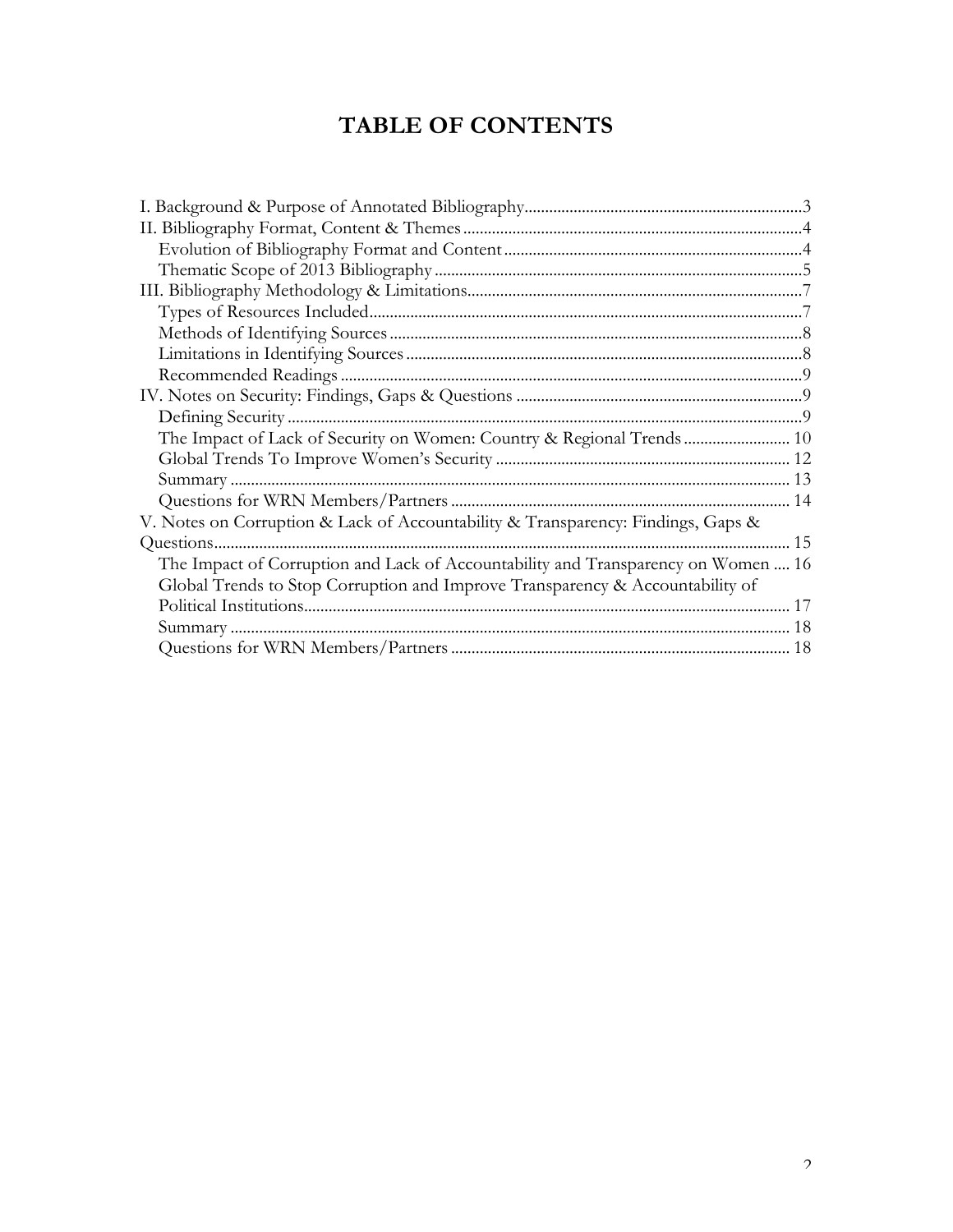# TABLE OF CONTENTS

I. Background & Purpose of Annotated Bibliography....3

II. Bibliography Format, Content & Themes....4

- Evolution of Bibliography Format and Content....4
- Thematic Scope of 2013 Bibliography....5

III. Bibliography Methodology & Limitations....7

- Types of Resources Included....7
- Methods of Identifying Sources....8
- Limitations in Identifying Sources....8
- Recommended Readings....9

IV. Notes on Security: Findings, Gaps & Questions....9

- Defining Security....9
- The Impact of Lack of Security on Women: Country & Regional Trends....10
- Global Trends To Improve Women's Security....12
- Summary....13
- Questions for WRN Members/Partners....14

V. Notes on Corruption & Lack of Accountability & Transparency: Findings, Gaps & Questions....15

- The Impact of Corruption and Lack of Accountability and Transparency on Women....16
- Global Trends to Stop Corruption and Improve Transparency & Accountability of Political Institutions....17
- Summary....18
- Questions for WRN Members/Partners....18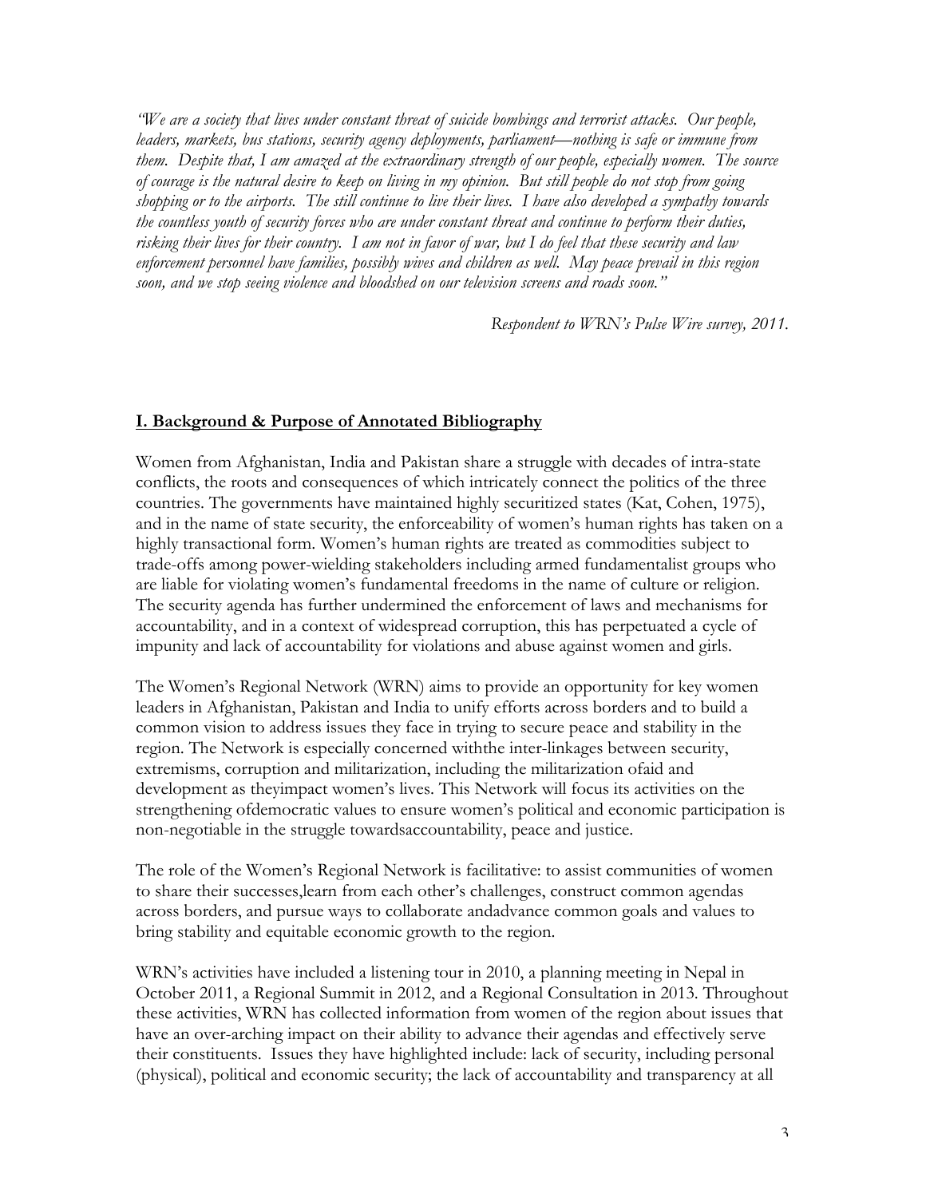*"We are a society that lives under constant threat of suicide bombings and terrorist attacks. Our people, leaders, markets, bus stations, security agency deployments, parliament—nothing is safe or immune from them. Despite that, I am amazed at the extraordinary strength of our people, especially women. The source of courage is the natural desire to keep on living in my opinion. But still people do not stop from going shopping or to the airports. The still continue to live their lives. I have also developed a sympathy towards the countless youth of security forces who are under constant threat and continue to perform their duties, risking their lives for their country. I am not in favor of war, but I do feel that these security and law enforcement personnel have families, possibly wives and children as well. May peace prevail in this region soon, and we stop seeing violence and bloodshed on our television screens and roads soon."*

*Respondent to WRN's Pulse Wire survey, 2011.*

## I. Background & Purpose of Annotated Bibliography

Women from Afghanistan, India and Pakistan share a struggle with decades of intra-state conflicts, the roots and consequences of which intricately connect the politics of the three countries. The governments have maintained highly securitized states (Kat, Cohen, 1975), and in the name of state security, the enforceability of women's human rights has taken on a highly transactional form. Women's human rights are treated as commodities subject to trade-offs among power-wielding stakeholders including armed fundamentalist groups who are liable for violating women's fundamental freedoms in the name of culture or religion. The security agenda has further undermined the enforcement of laws and mechanisms for accountability, and in a context of widespread corruption, this has perpetuated a cycle of impunity and lack of accountability for violations and abuse against women and girls.

The Women's Regional Network (WRN) aims to provide an opportunity for key women leaders in Afghanistan, Pakistan and India to unify efforts across borders and to build a common vision to address issues they face in trying to secure peace and stability in the region. The Network is especially concerned withthe inter-linkages between security, extremisms, corruption and militarization, including the militarization ofaid and development as theyimpact women's lives. This Network will focus its activities on the strengthening ofdemocratic values to ensure women's political and economic participation is non-negotiable in the struggle towardsaccountability, peace and justice.

The role of the Women's Regional Network is facilitative: to assist communities of women to share their successes,learn from each other's challenges, construct common agendas across borders, and pursue ways to collaborate andadvance common goals and values to bring stability and equitable economic growth to the region.

WRN's activities have included a listening tour in 2010, a planning meeting in Nepal in October 2011, a Regional Summit in 2012, and a Regional Consultation in 2013. Throughout these activities, WRN has collected information from women of the region about issues that have an over-arching impact on their ability to advance their agendas and effectively serve their constituents. Issues they have highlighted include: lack of security, including personal (physical), political and economic security; the lack of accountability and transparency at all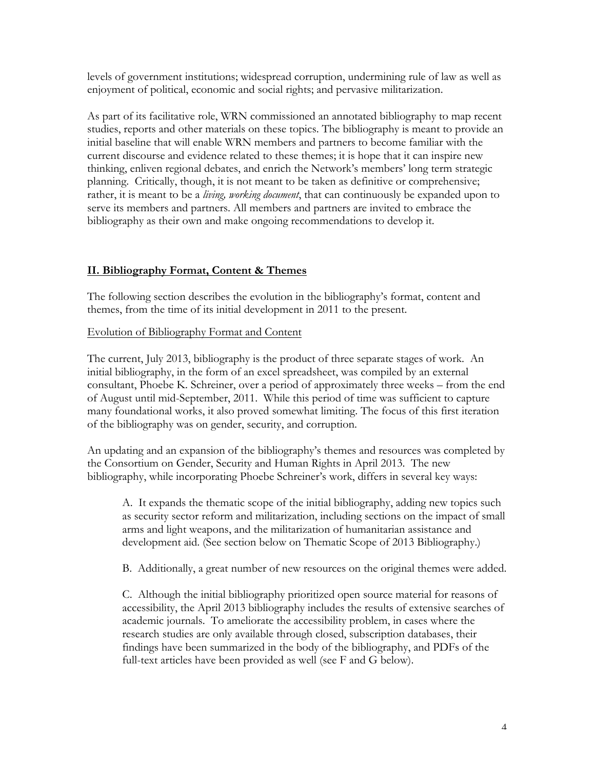levels of government institutions; widespread corruption, undermining rule of law as well as enjoyment of political, economic and social rights; and pervasive militarization.

As part of its facilitative role, WRN commissioned an annotated bibliography to map recent studies, reports and other materials on these topics. The bibliography is meant to provide an initial baseline that will enable WRN members and partners to become familiar with the current discourse and evidence related to these themes; it is hope that it can inspire new thinking, enliven regional debates, and enrich the Network's members' long term strategic planning. Critically, though, it is not meant to be taken as definitive or comprehensive; rather, it is meant to be a *living, working document*, that can continuously be expanded upon to serve its members and partners. All members and partners are invited to embrace the bibliography as their own and make ongoing recommendations to develop it.

## II. Bibliography Format, Content & Themes

The following section describes the evolution in the bibliography's format, content and themes, from the time of its initial development in 2011 to the present.

### Evolution of Bibliography Format and Content

The current, July 2013, bibliography is the product of three separate stages of work. An initial bibliography, in the form of an excel spreadsheet, was compiled by an external consultant, Phoebe K. Schreiner, over a period of approximately three weeks – from the end of August until mid-September, 2011. While this period of time was sufficient to capture many foundational works, it also proved somewhat limiting. The focus of this first iteration of the bibliography was on gender, security, and corruption.

An updating and an expansion of the bibliography's themes and resources was completed by the Consortium on Gender, Security and Human Rights in April 2013. The new bibliography, while incorporating Phoebe Schreiner's work, differs in several key ways:

A. It expands the thematic scope of the initial bibliography, adding new topics such as security sector reform and militarization, including sections on the impact of small arms and light weapons, and the militarization of humanitarian assistance and development aid. (See section below on Thematic Scope of 2013 Bibliography.)

B. Additionally, a great number of new resources on the original themes were added.

C. Although the initial bibliography prioritized open source material for reasons of accessibility, the April 2013 bibliography includes the results of extensive searches of academic journals. To ameliorate the accessibility problem, in cases where the research studies are only available through closed, subscription databases, their findings have been summarized in the body of the bibliography, and PDFs of the full-text articles have been provided as well (see F and G below).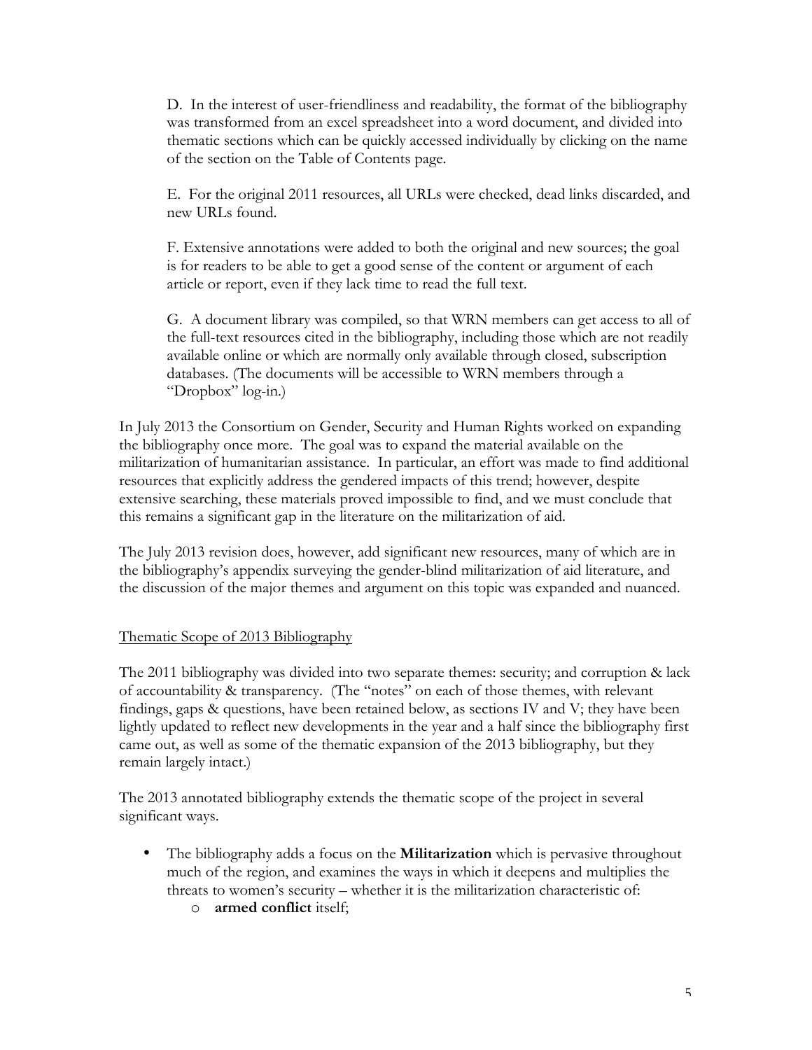D. In the interest of user-friendliness and readability, the format of the bibliography was transformed from an excel spreadsheet into a word document, and divided into thematic sections which can be quickly accessed individually by clicking on the name of the section on the Table of Contents page.

E. For the original 2011 resources, all URLs were checked, dead links discarded, and new URLs found.

F. Extensive annotations were added to both the original and new sources; the goal is for readers to be able to get a good sense of the content or argument of each article or report, even if they lack time to read the full text.

G. A document library was compiled, so that WRN members can get access to all of the full-text resources cited in the bibliography, including those which are not readily available online or which are normally only available through closed, subscription databases. (The documents will be accessible to WRN members through a "Dropbox" log-in.)

In July 2013 the Consortium on Gender, Security and Human Rights worked on expanding the bibliography once more. The goal was to expand the material available on the militarization of humanitarian assistance. In particular, an effort was made to find additional resources that explicitly address the gendered impacts of this trend; however, despite extensive searching, these materials proved impossible to find, and we must conclude that this remains a significant gap in the literature on the militarization of aid.

The July 2013 revision does, however, add significant new resources, many of which are in the bibliography's appendix surveying the gender-blind militarization of aid literature, and the discussion of the major themes and argument on this topic was expanded and nuanced.

## Thematic Scope of 2013 Bibliography

The 2011 bibliography was divided into two separate themes: security; and corruption & lack of accountability & transparency. (The "notes" on each of those themes, with relevant findings, gaps & questions, have been retained below, as sections IV and V; they have been lightly updated to reflect new developments in the year and a half since the bibliography first came out, as well as some of the thematic expansion of the 2013 bibliography, but they remain largely intact.)

The 2013 annotated bibliography extends the thematic scope of the project in several significant ways.

- The bibliography adds a focus on the **Militarization** which is pervasive throughout much of the region, and examines the ways in which it deepens and multiplies the threats to women's security – whether it is the militarization characteristic of:
    - **armed conflict** itself;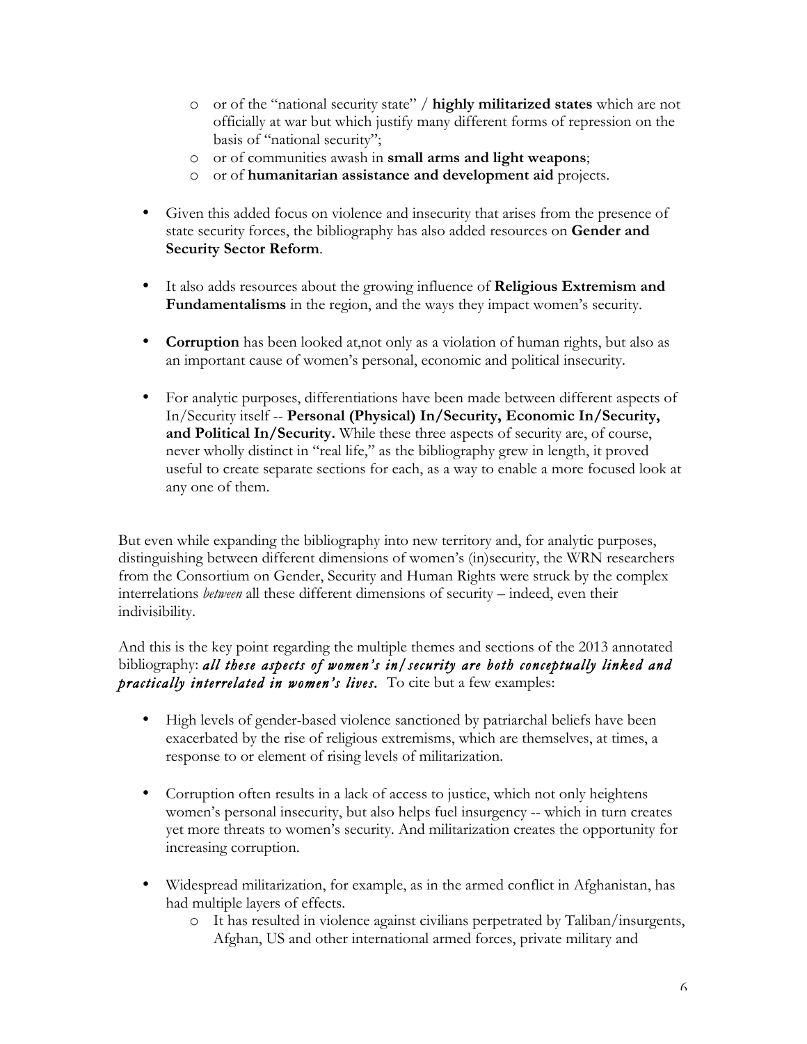- or of the "national security state" / **highly militarized states** which are not officially at war but which justify many different forms of repression on the basis of "national security";
- or of communities awash in **small arms and light weapons**;
- or of **humanitarian assistance and development aid** projects.

- Given this added focus on violence and insecurity that arises from the presence of state security forces, the bibliography has also added resources on **Gender and Security Sector Reform**.

- It also adds resources about the growing influence of **Religious Extremism and Fundamentalisms** in the region, and the ways they impact women's security.

- **Corruption** has been looked at,not only as a violation of human rights, but also as an important cause of women's personal, economic and political insecurity.

- For analytic purposes, differentiations have been made between different aspects of In/Security itself -- **Personal (Physical) In/Security, Economic In/Security, and Political In/Security.** While these three aspects of security are, of course, never wholly distinct in "real life," as the bibliography grew in length, it proved useful to create separate sections for each, as a way to enable a more focused look at any one of them.

But even while expanding the bibliography into new territory and, for analytic purposes, distinguishing between different dimensions of women's (in)security, the WRN researchers from the Consortium on Gender, Security and Human Rights were struck by the complex interrelations *between* all these different dimensions of security – indeed, even their indivisibility.

And this is the key point regarding the multiple themes and sections of the 2013 annotated bibliography: ***all these aspects of women's in/security are both conceptually linked and practically interrelated in women's lives.*** To cite but a few examples:

- High levels of gender-based violence sanctioned by patriarchal beliefs have been exacerbated by the rise of religious extremisms, which are themselves, at times, a response to or element of rising levels of militarization.

- Corruption often results in a lack of access to justice, which not only heightens women's personal insecurity, but also helps fuel insurgency -- which in turn creates yet more threats to women's security. And militarization creates the opportunity for increasing corruption.

- Widespread militarization, for example, as in the armed conflict in Afghanistan, has had multiple layers of effects.
  - It has resulted in violence against civilians perpetrated by Taliban/insurgents, Afghan, US and other international armed forces, private military and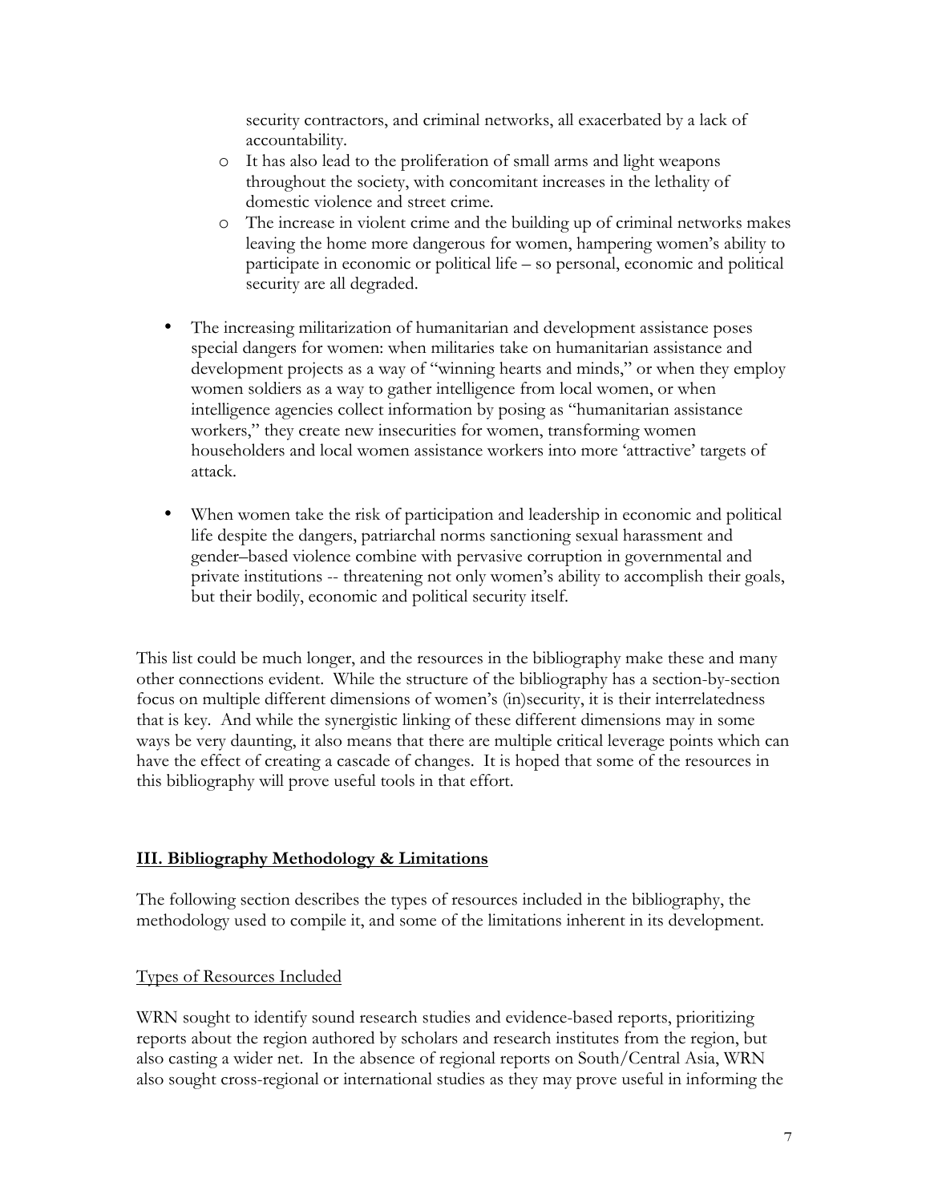security contractors, and criminal networks, all exacerbated by a lack of accountability.
    - It has also lead to the proliferation of small arms and light weapons throughout the society, with concomitant increases in the lethality of domestic violence and street crime.
    - The increase in violent crime and the building up of criminal networks makes leaving the home more dangerous for women, hampering women's ability to participate in economic or political life – so personal, economic and political security are all degraded.

- The increasing militarization of humanitarian and development assistance poses special dangers for women: when militaries take on humanitarian assistance and development projects as a way of "winning hearts and minds," or when they employ women soldiers as a way to gather intelligence from local women, or when intelligence agencies collect information by posing as "humanitarian assistance workers," they create new insecurities for women, transforming women householders and local women assistance workers into more 'attractive' targets of attack.

- When women take the risk of participation and leadership in economic and political life despite the dangers, patriarchal norms sanctioning sexual harassment and gender–based violence combine with pervasive corruption in governmental and private institutions -- threatening not only women's ability to accomplish their goals, but their bodily, economic and political security itself.

This list could be much longer, and the resources in the bibliography make these and many other connections evident. While the structure of the bibliography has a section-by-section focus on multiple different dimensions of women's (in)security, it is their interrelatedness that is key. And while the synergistic linking of these different dimensions may in some ways be very daunting, it also means that there are multiple critical leverage points which can have the effect of creating a cascade of changes. It is hoped that some of the resources in this bibliography will prove useful tools in that effort.

## III. Bibliography Methodology & Limitations

The following section describes the types of resources included in the bibliography, the methodology used to compile it, and some of the limitations inherent in its development.

### Types of Resources Included

WRN sought to identify sound research studies and evidence-based reports, prioritizing reports about the region authored by scholars and research institutes from the region, but also casting a wider net. In the absence of regional reports on South/Central Asia, WRN also sought cross-regional or international studies as they may prove useful in informing the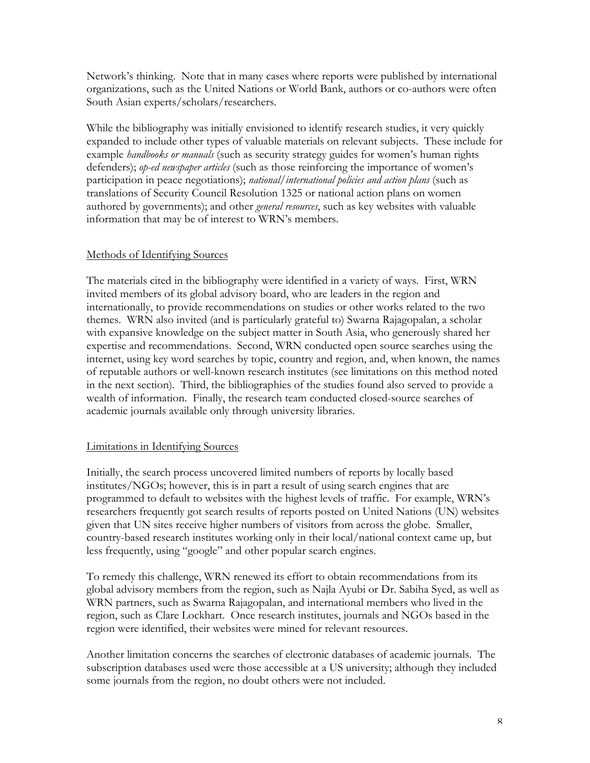Network's thinking. Note that in many cases where reports were published by international organizations, such as the United Nations or World Bank, authors or co-authors were often South Asian experts/scholars/researchers.

While the bibliography was initially envisioned to identify research studies, it very quickly expanded to include other types of valuable materials on relevant subjects. These include for example *handbooks or manuals* (such as security strategy guides for women's human rights defenders); *op-ed newspaper articles* (such as those reinforcing the importance of women's participation in peace negotiations); *national/international policies and action plans* (such as translations of Security Council Resolution 1325 or national action plans on women authored by governments); and other *general resources*, such as key websites with valuable information that may be of interest to WRN's members.

## Methods of Identifying Sources

The materials cited in the bibliography were identified in a variety of ways. First, WRN invited members of its global advisory board, who are leaders in the region and internationally, to provide recommendations on studies or other works related to the two themes. WRN also invited (and is particularly grateful to) Swarna Rajagopalan, a scholar with expansive knowledge on the subject matter in South Asia, who generously shared her expertise and recommendations. Second, WRN conducted open source searches using the internet, using key word searches by topic, country and region, and, when known, the names of reputable authors or well-known research institutes (see limitations on this method noted in the next section). Third, the bibliographies of the studies found also served to provide a wealth of information. Finally, the research team conducted closed-source searches of academic journals available only through university libraries.

## Limitations in Identifying Sources

Initially, the search process uncovered limited numbers of reports by locally based institutes/NGOs; however, this is in part a result of using search engines that are programmed to default to websites with the highest levels of traffic. For example, WRN's researchers frequently got search results of reports posted on United Nations (UN) websites given that UN sites receive higher numbers of visitors from across the globe. Smaller, country-based research institutes working only in their local/national context came up, but less frequently, using "google" and other popular search engines.

To remedy this challenge, WRN renewed its effort to obtain recommendations from its global advisory members from the region, such as Najla Ayubi or Dr. Sabiha Syed, as well as WRN partners, such as Swarna Rajagopalan, and international members who lived in the region, such as Clare Lockhart. Once research institutes, journals and NGOs based in the region were identified, their websites were mined for relevant resources.

Another limitation concerns the searches of electronic databases of academic journals. The subscription databases used were those accessible at a US university; although they included some journals from the region, no doubt others were not included.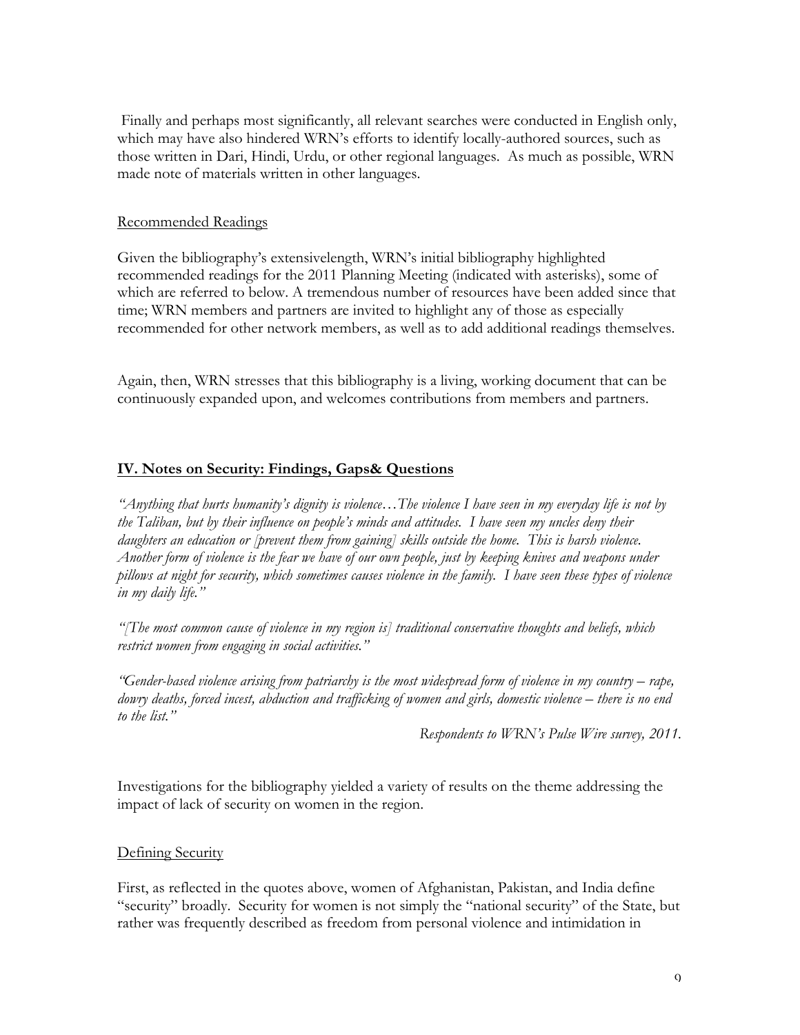Finally and perhaps most significantly, all relevant searches were conducted in English only, which may have also hindered WRN's efforts to identify locally-authored sources, such as those written in Dari, Hindi, Urdu, or other regional languages. As much as possible, WRN made note of materials written in other languages.

Recommended Readings

Given the bibliography's extensivelength, WRN's initial bibliography highlighted recommended readings for the 2011 Planning Meeting (indicated with asterisks), some of which are referred to below. A tremendous number of resources have been added since that time; WRN members and partners are invited to highlight any of those as especially recommended for other network members, as well as to add additional readings themselves.

Again, then, WRN stresses that this bibliography is a living, working document that can be continuously expanded upon, and welcomes contributions from members and partners.

## IV. Notes on Security: Findings, Gaps& Questions

*"Anything that hurts humanity's dignity is violence…The violence I have seen in my everyday life is not by the Taliban, but by their influence on people's minds and attitudes. I have seen my uncles deny their daughters an education or [prevent them from gaining] skills outside the home. This is harsh violence. Another form of violence is the fear we have of our own people, just by keeping knives and weapons under pillows at night for security, which sometimes causes violence in the family. I have seen these types of violence in my daily life."*

*"[The most common cause of violence in my region is] traditional conservative thoughts and beliefs, which restrict women from engaging in social activities."*

*"Gender-based violence arising from patriarchy is the most widespread form of violence in my country – rape, dowry deaths, forced incest, abduction and trafficking of women and girls, domestic violence – there is no end to the list."*

*Respondents to WRN's Pulse Wire survey, 2011.*

Investigations for the bibliography yielded a variety of results on the theme addressing the impact of lack of security on women in the region.

Defining Security

First, as reflected in the quotes above, women of Afghanistan, Pakistan, and India define "security" broadly. Security for women is not simply the "national security" of the State, but rather was frequently described as freedom from personal violence and intimidation in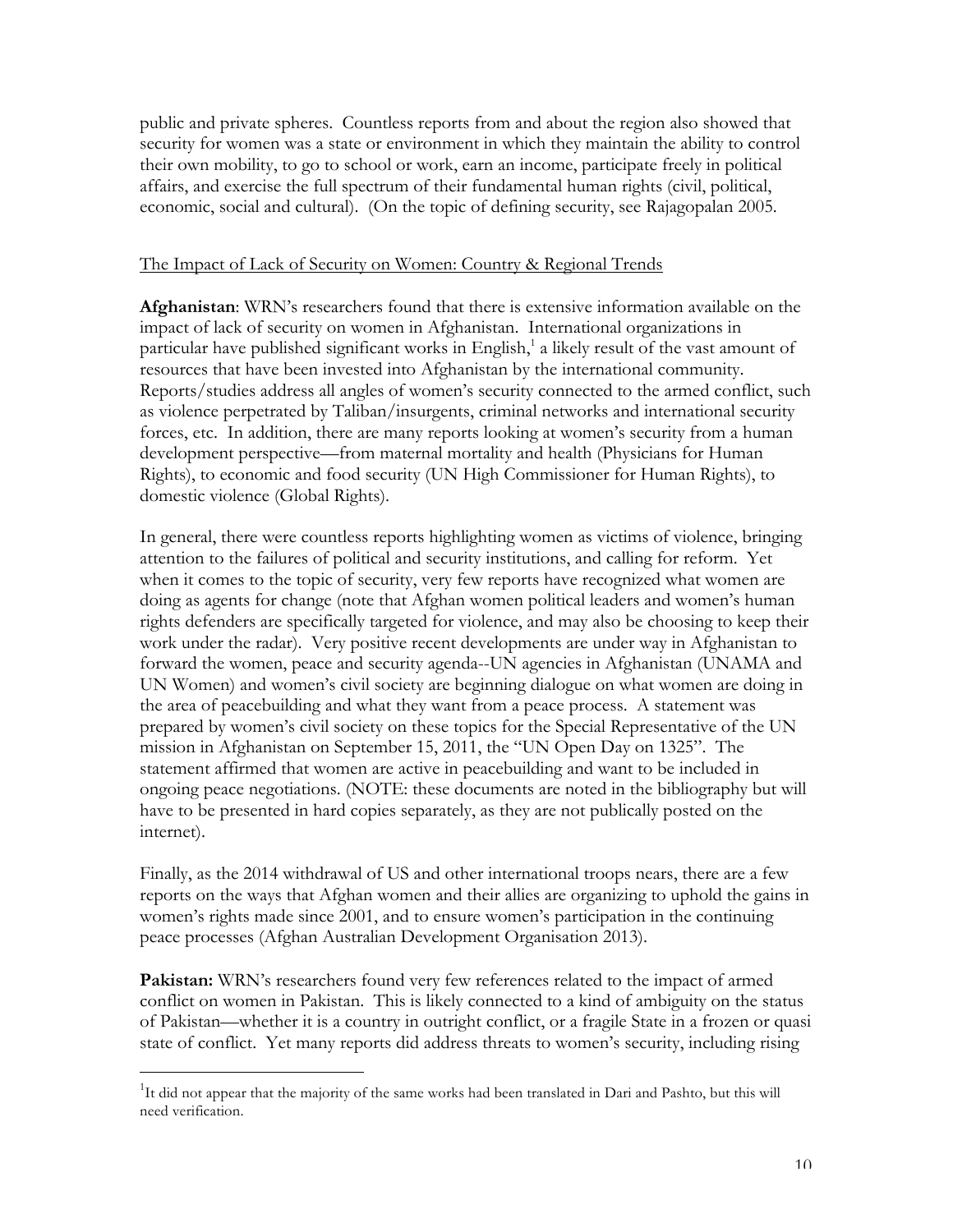public and private spheres. Countless reports from and about the region also showed that security for women was a state or environment in which they maintain the ability to control their own mobility, to go to school or work, earn an income, participate freely in political affairs, and exercise the full spectrum of their fundamental human rights (civil, political, economic, social and cultural). (On the topic of defining security, see Rajagopalan 2005.

## The Impact of Lack of Security on Women: Country & Regional Trends

**Afghanistan**: WRN's researchers found that there is extensive information available on the impact of lack of security on women in Afghanistan. International organizations in particular have published significant works in English,[1] a likely result of the vast amount of resources that have been invested into Afghanistan by the international community. Reports/studies address all angles of women's security connected to the armed conflict, such as violence perpetrated by Taliban/insurgents, criminal networks and international security forces, etc. In addition, there are many reports looking at women's security from a human development perspective—from maternal mortality and health (Physicians for Human Rights), to economic and food security (UN High Commissioner for Human Rights), to domestic violence (Global Rights).

In general, there were countless reports highlighting women as victims of violence, bringing attention to the failures of political and security institutions, and calling for reform. Yet when it comes to the topic of security, very few reports have recognized what women are doing as agents for change (note that Afghan women political leaders and women's human rights defenders are specifically targeted for violence, and may also be choosing to keep their work under the radar). Very positive recent developments are under way in Afghanistan to forward the women, peace and security agenda--UN agencies in Afghanistan (UNAMA and UN Women) and women's civil society are beginning dialogue on what women are doing in the area of peacebuilding and what they want from a peace process. A statement was prepared by women's civil society on these topics for the Special Representative of the UN mission in Afghanistan on September 15, 2011, the "UN Open Day on 1325". The statement affirmed that women are active in peacebuilding and want to be included in ongoing peace negotiations. (NOTE: these documents are noted in the bibliography but will have to be presented in hard copies separately, as they are not publically posted on the internet).

Finally, as the 2014 withdrawal of US and other international troops nears, there are a few reports on the ways that Afghan women and their allies are organizing to uphold the gains in women's rights made since 2001, and to ensure women's participation in the continuing peace processes (Afghan Australian Development Organisation 2013).

**Pakistan:** WRN's researchers found very few references related to the impact of armed conflict on women in Pakistan. This is likely connected to a kind of ambiguity on the status of Pakistan—whether it is a country in outright conflict, or a fragile State in a frozen or quasi state of conflict. Yet many reports did address threats to women's security, including rising

---

[1] It did not appear that the majority of the same works had been translated in Dari and Pashto, but this will need verification.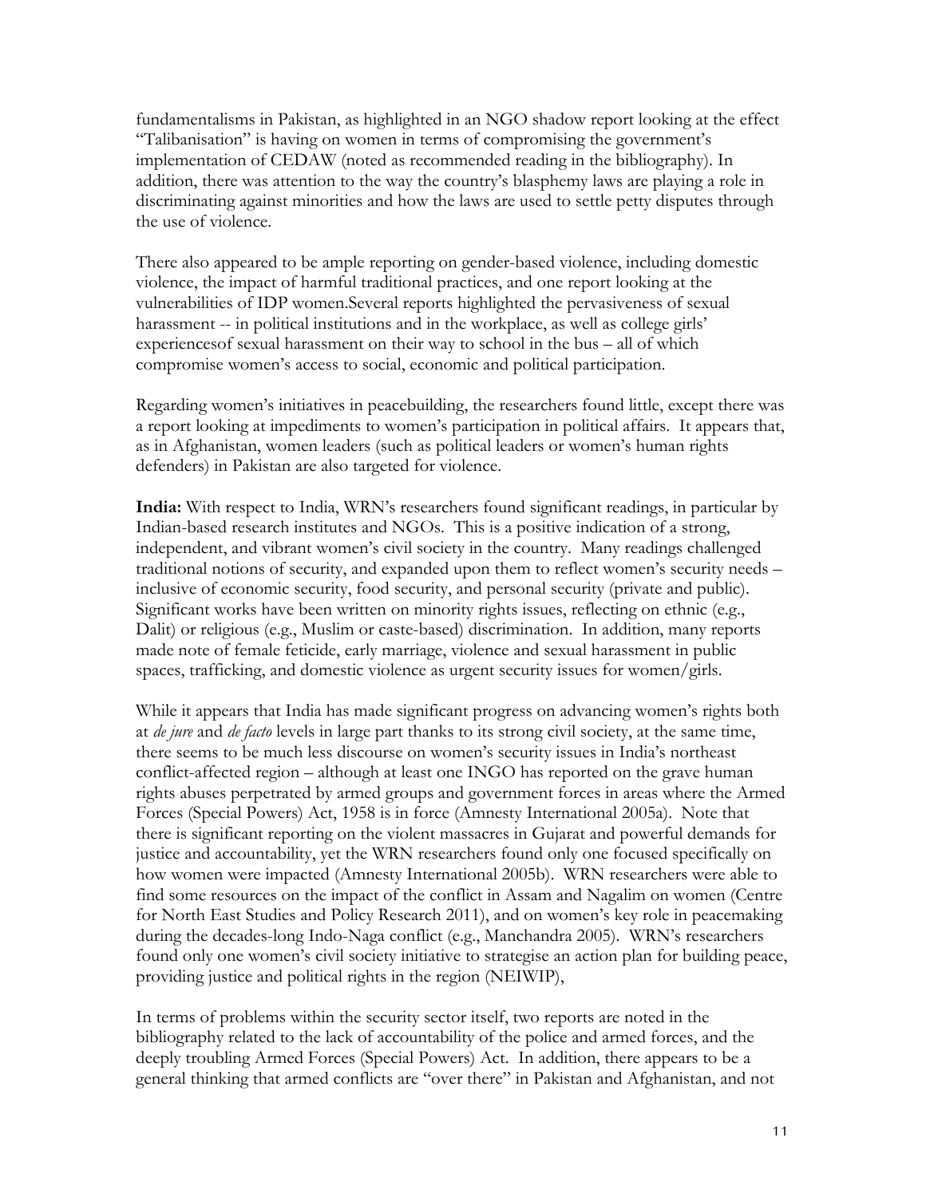fundamentalisms in Pakistan, as highlighted in an NGO shadow report looking at the effect "Talibanisation" is having on women in terms of compromising the government's implementation of CEDAW (noted as recommended reading in the bibliography). In addition, there was attention to the way the country's blasphemy laws are playing a role in discriminating against minorities and how the laws are used to settle petty disputes through the use of violence.

There also appeared to be ample reporting on gender-based violence, including domestic violence, the impact of harmful traditional practices, and one report looking at the vulnerabilities of IDP women.Several reports highlighted the pervasiveness of sexual harassment -- in political institutions and in the workplace, as well as college girls' experiencesof sexual harassment on their way to school in the bus – all of which compromise women's access to social, economic and political participation.

Regarding women's initiatives in peacebuilding, the researchers found little, except there was a report looking at impediments to women's participation in political affairs. It appears that, as in Afghanistan, women leaders (such as political leaders or women's human rights defenders) in Pakistan are also targeted for violence.

**India:** With respect to India, WRN's researchers found significant readings, in particular by Indian-based research institutes and NGOs. This is a positive indication of a strong, independent, and vibrant women's civil society in the country. Many readings challenged traditional notions of security, and expanded upon them to reflect women's security needs – inclusive of economic security, food security, and personal security (private and public). Significant works have been written on minority rights issues, reflecting on ethnic (e.g., Dalit) or religious (e.g., Muslim or caste-based) discrimination. In addition, many reports made note of female feticide, early marriage, violence and sexual harassment in public spaces, trafficking, and domestic violence as urgent security issues for women/girls.

While it appears that India has made significant progress on advancing women's rights both at *de jure* and *de facto* levels in large part thanks to its strong civil society, at the same time, there seems to be much less discourse on women's security issues in India's northeast conflict-affected region – although at least one INGO has reported on the grave human rights abuses perpetrated by armed groups and government forces in areas where the Armed Forces (Special Powers) Act, 1958 is in force (Amnesty International 2005a). Note that there is significant reporting on the violent massacres in Gujarat and powerful demands for justice and accountability, yet the WRN researchers found only one focused specifically on how women were impacted (Amnesty International 2005b). WRN researchers were able to find some resources on the impact of the conflict in Assam and Nagalim on women (Centre for North East Studies and Policy Research 2011), and on women's key role in peacemaking during the decades-long Indo-Naga conflict (e.g., Manchandra 2005). WRN's researchers found only one women's civil society initiative to strategise an action plan for building peace, providing justice and political rights in the region (NEIWIP),

In terms of problems within the security sector itself, two reports are noted in the bibliography related to the lack of accountability of the police and armed forces, and the deeply troubling Armed Forces (Special Powers) Act. In addition, there appears to be a general thinking that armed conflicts are "over there" in Pakistan and Afghanistan, and not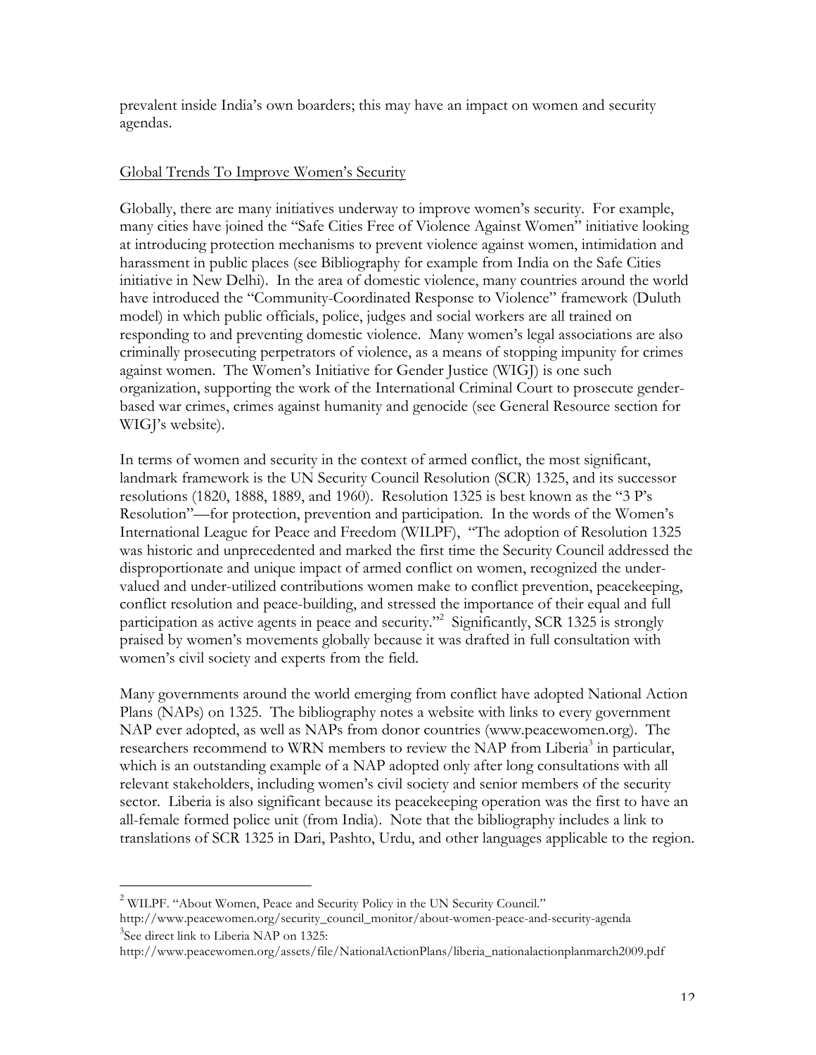prevalent inside India's own boarders; this may have an impact on women and security agendas.

## Global Trends To Improve Women's Security

Globally, there are many initiatives underway to improve women's security. For example, many cities have joined the "Safe Cities Free of Violence Against Women" initiative looking at introducing protection mechanisms to prevent violence against women, intimidation and harassment in public places (see Bibliography for example from India on the Safe Cities initiative in New Delhi). In the area of domestic violence, many countries around the world have introduced the "Community-Coordinated Response to Violence" framework (Duluth model) in which public officials, police, judges and social workers are all trained on responding to and preventing domestic violence. Many women's legal associations are also criminally prosecuting perpetrators of violence, as a means of stopping impunity for crimes against women. The Women's Initiative for Gender Justice (WIGJ) is one such organization, supporting the work of the International Criminal Court to prosecute gender-based war crimes, crimes against humanity and genocide (see General Resource section for WIGJ's website).

In terms of women and security in the context of armed conflict, the most significant, landmark framework is the UN Security Council Resolution (SCR) 1325, and its successor resolutions (1820, 1888, 1889, and 1960). Resolution 1325 is best known as the "3 P's Resolution"—for protection, prevention and participation. In the words of the Women's International League for Peace and Freedom (WILPF), "The adoption of Resolution 1325 was historic and unprecedented and marked the first time the Security Council addressed the disproportionate and unique impact of armed conflict on women, recognized the under-valued and under-utilized contributions women make to conflict prevention, peacekeeping, conflict resolution and peace-building, and stressed the importance of their equal and full participation as active agents in peace and security."[2] Significantly, SCR 1325 is strongly praised by women's movements globally because it was drafted in full consultation with women's civil society and experts from the field.

Many governments around the world emerging from conflict have adopted National Action Plans (NAPs) on 1325. The bibliography notes a website with links to every government NAP ever adopted, as well as NAPs from donor countries (www.peacewomen.org). The researchers recommend to WRN members to review the NAP from Liberia[3] in particular, which is an outstanding example of a NAP adopted only after long consultations with all relevant stakeholders, including women's civil society and senior members of the security sector. Liberia is also significant because its peacekeeping operation was the first to have an all-female formed police unit (from India). Note that the bibliography includes a link to translations of SCR 1325 in Dari, Pashto, Urdu, and other languages applicable to the region.

---

[2] WILPF. "About Women, Peace and Security Policy in the UN Security Council."
http://www.peacewomen.org/security_council_monitor/about-women-peace-and-security-agenda

[3] See direct link to Liberia NAP on 1325:
http://www.peacewomen.org/assets/file/NationalActionPlans/liberia_nationalactionplanmarch2009.pdf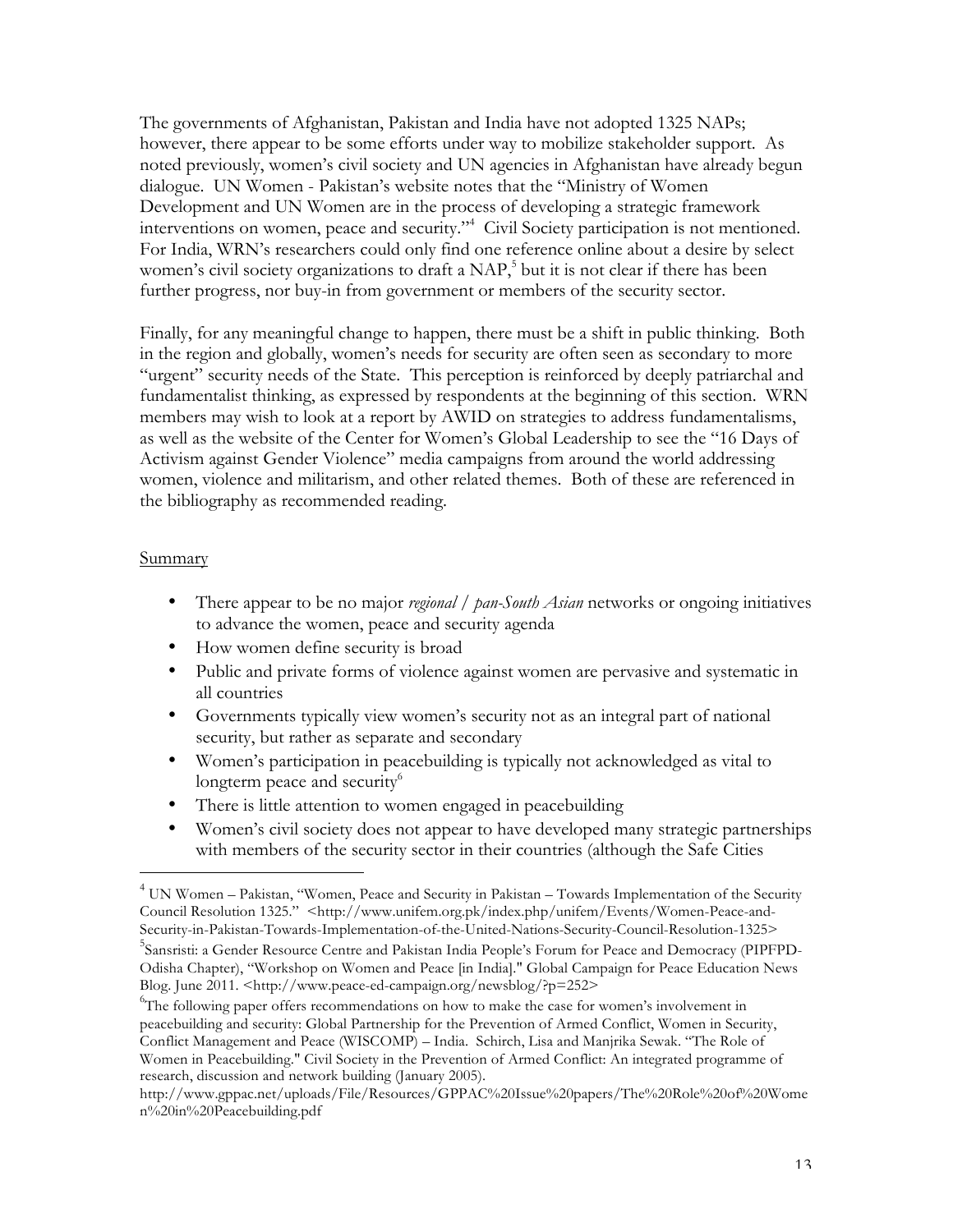The governments of Afghanistan, Pakistan and India have not adopted 1325 NAPs; however, there appear to be some efforts under way to mobilize stakeholder support. As noted previously, women's civil society and UN agencies in Afghanistan have already begun dialogue. UN Women - Pakistan's website notes that the "Ministry of Women Development and UN Women are in the process of developing a strategic framework interventions on women, peace and security."[4] Civil Society participation is not mentioned. For India, WRN's researchers could only find one reference online about a desire by select women's civil society organizations to draft a NAP,[5] but it is not clear if there has been further progress, nor buy-in from government or members of the security sector.

Finally, for any meaningful change to happen, there must be a shift in public thinking. Both in the region and globally, women's needs for security are often seen as secondary to more "urgent" security needs of the State. This perception is reinforced by deeply patriarchal and fundamentalist thinking, as expressed by respondents at the beginning of this section. WRN members may wish to look at a report by AWID on strategies to address fundamentalisms, as well as the website of the Center for Women's Global Leadership to see the "16 Days of Activism against Gender Violence" media campaigns from around the world addressing women, violence and militarism, and other related themes. Both of these are referenced in the bibliography as recommended reading.

Summary

- There appear to be no major *regional / pan-South Asian* networks or ongoing initiatives to advance the women, peace and security agenda
- How women define security is broad
- Public and private forms of violence against women are pervasive and systematic in all countries
- Governments typically view women's security not as an integral part of national security, but rather as separate and secondary
- Women's participation in peacebuilding is typically not acknowledged as vital to longterm peace and security[6]
- There is little attention to women engaged in peacebuilding
- Women's civil society does not appear to have developed many strategic partnerships with members of the security sector in their countries (although the Safe Cities

---

[4] UN Women – Pakistan, "Women, Peace and Security in Pakistan – Towards Implementation of the Security Council Resolution 1325." <http://www.unifem.org.pk/index.php/unifem/Events/Women-Peace-and-Security-in-Pakistan-Towards-Implementation-of-the-United-Nations-Security-Council-Resolution-1325>

[5] Sansristi: a Gender Resource Centre and Pakistan India People's Forum for Peace and Democracy (PIPFPD-Odisha Chapter), "Workshop on Women and Peace [in India]." Global Campaign for Peace Education News Blog. June 2011. <http://www.peace-ed-campaign.org/newsblog/?p=252>

[6] The following paper offers recommendations on how to make the case for women's involvement in peacebuilding and security: Global Partnership for the Prevention of Armed Conflict, Women in Security, Conflict Management and Peace (WISCOMP) – India. Schirch, Lisa and Manjrika Sewak. "The Role of Women in Peacebuilding." Civil Society in the Prevention of Armed Conflict: An integrated programme of research, discussion and network building (January 2005). http://www.gppac.net/uploads/File/Resources/GPPAC%20Issue%20papers/The%20Role%20of%20Women%20in%20Peacebuilding.pdf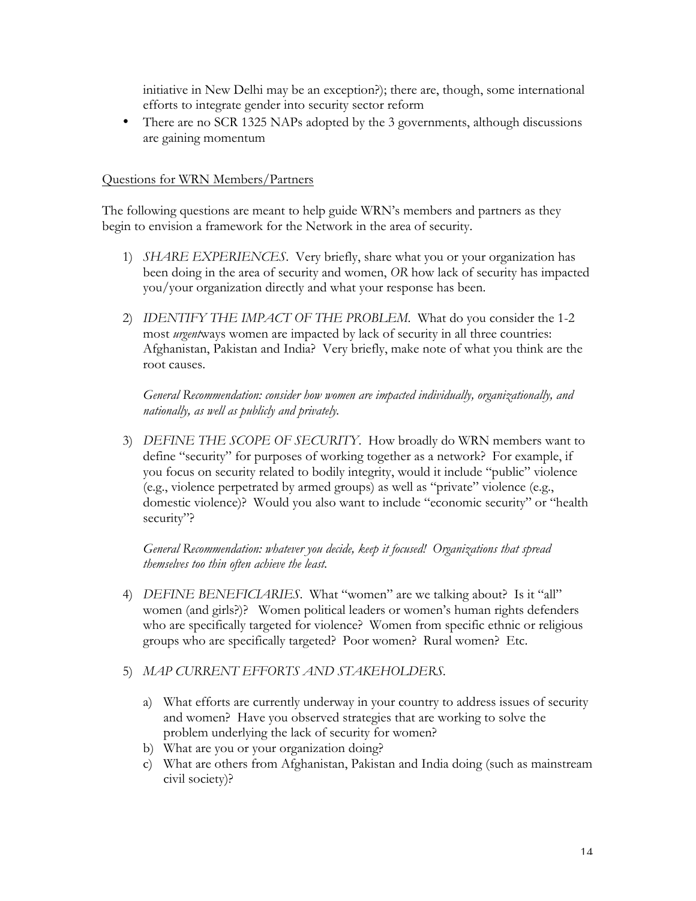initiative in New Delhi may be an exception?); there are, though, some international efforts to integrate gender into security sector reform

- There are no SCR 1325 NAPs adopted by the 3 governments, although discussions are gaining momentum

Questions for WRN Members/Partners

The following questions are meant to help guide WRN's members and partners as they begin to envision a framework for the Network in the area of security.

1) *SHARE EXPERIENCES*. Very briefly, share what you or your organization has been doing in the area of security and women, *OR* how lack of security has impacted you/your organization directly and what your response has been.

2) *IDENTIFY THE IMPACT OF THE PROBLEM.* What do you consider the 1-2 most *urgent*ways women are impacted by lack of security in all three countries: Afghanistan, Pakistan and India? Very briefly, make note of what you think are the root causes.

   *General Recommendation: consider how women are impacted individually, organizationally, and nationally, as well as publicly and privately.*

3) *DEFINE THE SCOPE OF SECURITY*. How broadly do WRN members want to define "security" for purposes of working together as a network? For example, if you focus on security related to bodily integrity, would it include "public" violence (e.g., violence perpetrated by armed groups) as well as "private" violence (e.g., domestic violence)? Would you also want to include "economic security" or "health security"?

   *General Recommendation: whatever you decide, keep it focused! Organizations that spread themselves too thin often achieve the least.*

4) *DEFINE BENEFICIARIES*. What "women" are we talking about? Is it "all" women (and girls?)? Women political leaders or women's human rights defenders who are specifically targeted for violence? Women from specific ethnic or religious groups who are specifically targeted? Poor women? Rural women? Etc.

5) *MAP CURRENT EFFORTS AND STAKEHOLDERS*.

   a) What efforts are currently underway in your country to address issues of security and women? Have you observed strategies that are working to solve the problem underlying the lack of security for women?
   b) What are you or your organization doing?
   c) What are others from Afghanistan, Pakistan and India doing (such as mainstream civil society)?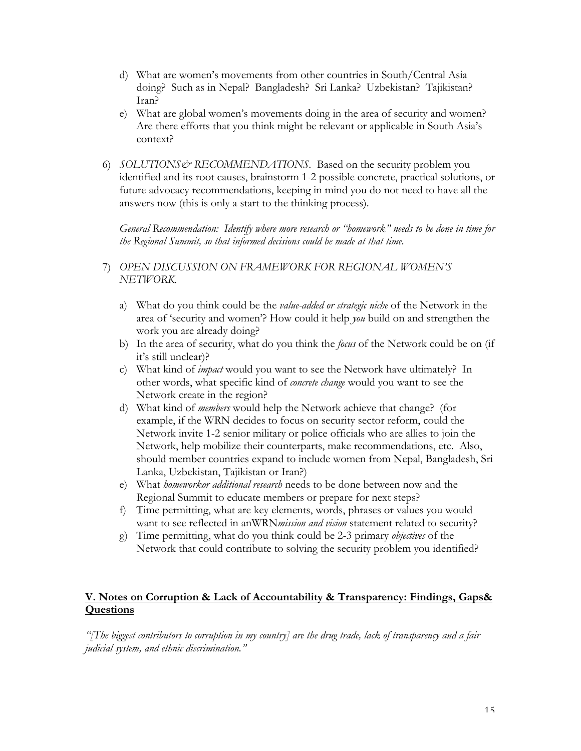d) What are women's movements from other countries in South/Central Asia doing? Such as in Nepal? Bangladesh? Sri Lanka? Uzbekistan? Tajikistan? Iran?

e) What are global women's movements doing in the area of security and women? Are there efforts that you think might be relevant or applicable in South Asia's context?

6) *SOLUTIONS& RECOMMENDATIONS*. Based on the security problem you identified and its root causes, brainstorm 1-2 possible concrete, practical solutions, or future advocacy recommendations, keeping in mind you do not need to have all the answers now (this is only a start to the thinking process).

   *General Recommendation: Identify where more research or "homework" needs to be done in time for the Regional Summit, so that informed decisions could be made at that time.*

7) *OPEN DISCUSSION ON FRAMEWORK FOR REGIONAL WOMEN'S NETWORK.*

   a) What do you think could be the *value-added or strategic niche* of the Network in the area of 'security and women'? How could it help *you* build on and strengthen the work you are already doing?
   b) In the area of security, what do you think the *focus* of the Network could be on (if it's still unclear)?
   c) What kind of *impact* would you want to see the Network have ultimately? In other words, what specific kind of *concrete change* would you want to see the Network create in the region?
   d) What kind of *members* would help the Network achieve that change? (for example, if the WRN decides to focus on security sector reform, could the Network invite 1-2 senior military or police officials who are allies to join the Network, help mobilize their counterparts, make recommendations, etc. Also, should member countries expand to include women from Nepal, Bangladesh, Sri Lanka, Uzbekistan, Tajikistan or Iran?)
   e) What *homeworkor additional research* needs to be done between now and the Regional Summit to educate members or prepare for next steps?
   f) Time permitting, what are key elements, words, phrases or values you would want to see reflected in anWRN*mission and vision* statement related to security?
   g) Time permitting, what do you think could be 2-3 primary *objectives* of the Network that could contribute to solving the security problem you identified?

## **V. Notes on Corruption & Lack of Accountability & Transparency: Findings, Gaps& Questions**

*"[The biggest contributors to corruption in my country] are the drug trade, lack of transparency and a fair judicial system, and ethnic discrimination."*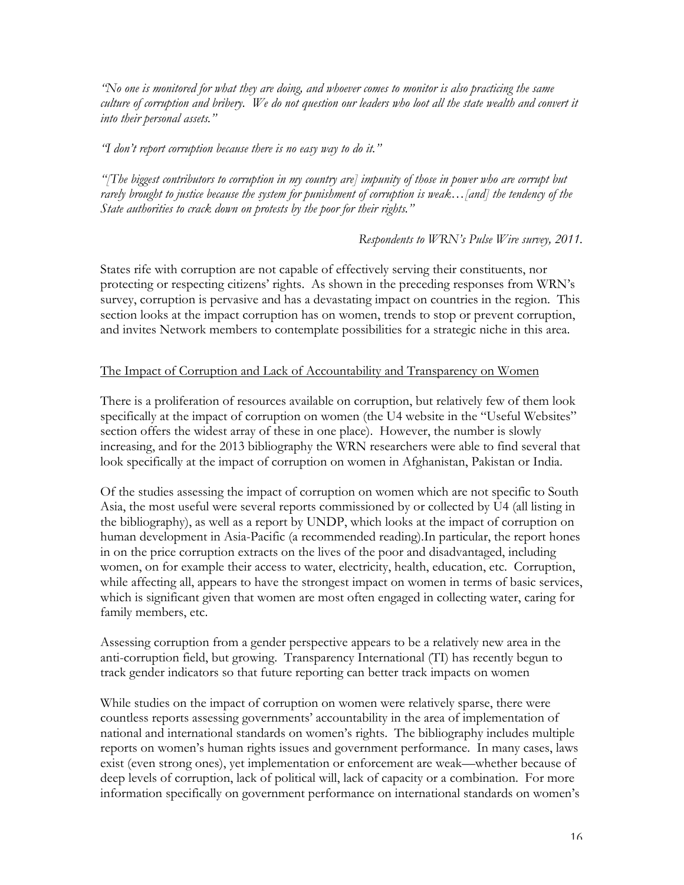*"No one is monitored for what they are doing, and whoever comes to monitor is also practicing the same culture of corruption and bribery. We do not question our leaders who loot all the state wealth and convert it into their personal assets."*

*"I don't report corruption because there is no easy way to do it."*

*"[The biggest contributors to corruption in my country are] impunity of those in power who are corrupt but rarely brought to justice because the system for punishment of corruption is weak…[and] the tendency of the State authorities to crack down on protests by the poor for their rights."*

*Respondents to WRN's Pulse Wire survey, 2011.*

States rife with corruption are not capable of effectively serving their constituents, nor protecting or respecting citizens' rights. As shown in the preceding responses from WRN's survey, corruption is pervasive and has a devastating impact on countries in the region. This section looks at the impact corruption has on women, trends to stop or prevent corruption, and invites Network members to contemplate possibilities for a strategic niche in this area.

## The Impact of Corruption and Lack of Accountability and Transparency on Women

There is a proliferation of resources available on corruption, but relatively few of them look specifically at the impact of corruption on women (the U4 website in the "Useful Websites" section offers the widest array of these in one place). However, the number is slowly increasing, and for the 2013 bibliography the WRN researchers were able to find several that look specifically at the impact of corruption on women in Afghanistan, Pakistan or India.

Of the studies assessing the impact of corruption on women which are not specific to South Asia, the most useful were several reports commissioned by or collected by U4 (all listing in the bibliography), as well as a report by UNDP, which looks at the impact of corruption on human development in Asia-Pacific (a recommended reading).In particular, the report hones in on the price corruption extracts on the lives of the poor and disadvantaged, including women, on for example their access to water, electricity, health, education, etc. Corruption, while affecting all, appears to have the strongest impact on women in terms of basic services, which is significant given that women are most often engaged in collecting water, caring for family members, etc.

Assessing corruption from a gender perspective appears to be a relatively new area in the anti-corruption field, but growing. Transparency International (TI) has recently begun to track gender indicators so that future reporting can better track impacts on women

While studies on the impact of corruption on women were relatively sparse, there were countless reports assessing governments' accountability in the area of implementation of national and international standards on women's rights. The bibliography includes multiple reports on women's human rights issues and government performance. In many cases, laws exist (even strong ones), yet implementation or enforcement are weak—whether because of deep levels of corruption, lack of political will, lack of capacity or a combination. For more information specifically on government performance on international standards on women's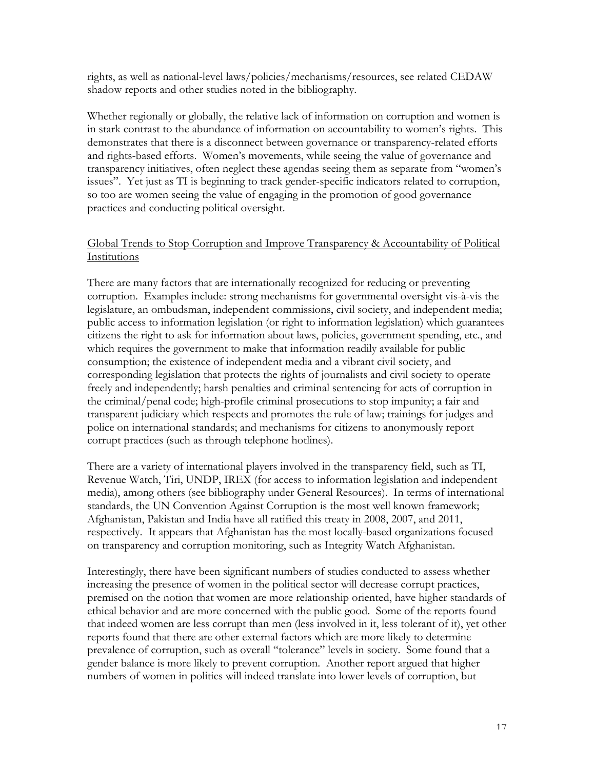rights, as well as national-level laws/policies/mechanisms/resources, see related CEDAW shadow reports and other studies noted in the bibliography.

Whether regionally or globally, the relative lack of information on corruption and women is in stark contrast to the abundance of information on accountability to women's rights. This demonstrates that there is a disconnect between governance or transparency-related efforts and rights-based efforts. Women's movements, while seeing the value of governance and transparency initiatives, often neglect these agendas seeing them as separate from "women's issues". Yet just as TI is beginning to track gender-specific indicators related to corruption, so too are women seeing the value of engaging in the promotion of good governance practices and conducting political oversight.

## Global Trends to Stop Corruption and Improve Transparency & Accountability of Political Institutions

There are many factors that are internationally recognized for reducing or preventing corruption. Examples include: strong mechanisms for governmental oversight vis-à-vis the legislature, an ombudsman, independent commissions, civil society, and independent media; public access to information legislation (or right to information legislation) which guarantees citizens the right to ask for information about laws, policies, government spending, etc., and which requires the government to make that information readily available for public consumption; the existence of independent media and a vibrant civil society, and corresponding legislation that protects the rights of journalists and civil society to operate freely and independently; harsh penalties and criminal sentencing for acts of corruption in the criminal/penal code; high-profile criminal prosecutions to stop impunity; a fair and transparent judiciary which respects and promotes the rule of law; trainings for judges and police on international standards; and mechanisms for citizens to anonymously report corrupt practices (such as through telephone hotlines).

There are a variety of international players involved in the transparency field, such as TI, Revenue Watch, Tiri, UNDP, IREX (for access to information legislation and independent media), among others (see bibliography under General Resources). In terms of international standards, the UN Convention Against Corruption is the most well known framework; Afghanistan, Pakistan and India have all ratified this treaty in 2008, 2007, and 2011, respectively. It appears that Afghanistan has the most locally-based organizations focused on transparency and corruption monitoring, such as Integrity Watch Afghanistan.

Interestingly, there have been significant numbers of studies conducted to assess whether increasing the presence of women in the political sector will decrease corrupt practices, premised on the notion that women are more relationship oriented, have higher standards of ethical behavior and are more concerned with the public good. Some of the reports found that indeed women are less corrupt than men (less involved in it, less tolerant of it), yet other reports found that there are other external factors which are more likely to determine prevalence of corruption, such as overall "tolerance" levels in society. Some found that a gender balance is more likely to prevent corruption. Another report argued that higher numbers of women in politics will indeed translate into lower levels of corruption, but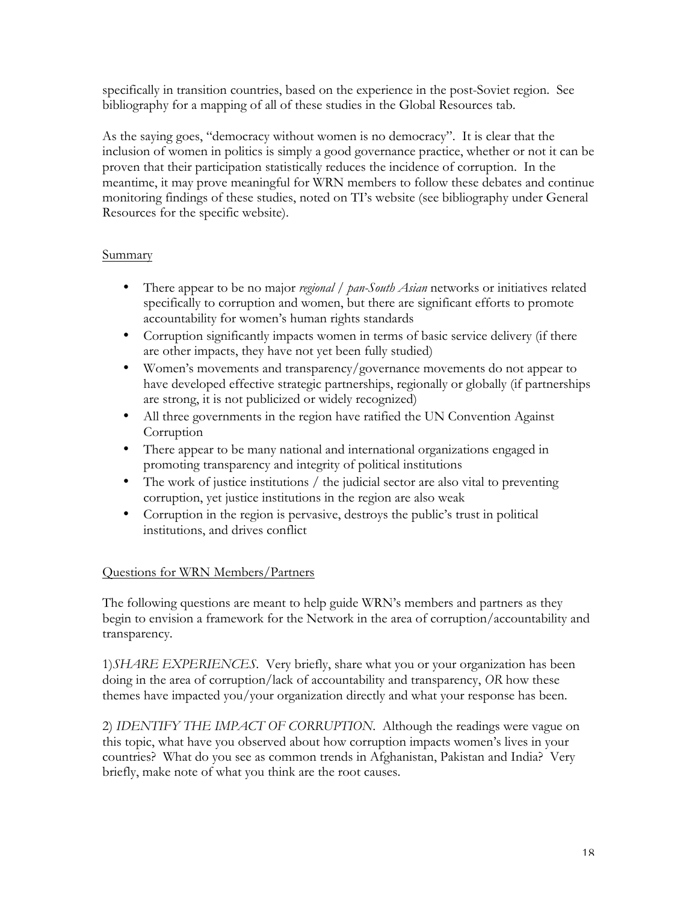specifically in transition countries, based on the experience in the post-Soviet region. See bibliography for a mapping of all of these studies in the Global Resources tab.

As the saying goes, "democracy without women is no democracy". It is clear that the inclusion of women in politics is simply a good governance practice, whether or not it can be proven that their participation statistically reduces the incidence of corruption. In the meantime, it may prove meaningful for WRN members to follow these debates and continue monitoring findings of these studies, noted on TI's website (see bibliography under General Resources for the specific website).

## Summary

- There appear to be no major *regional / pan-South Asian* networks or initiatives related specifically to corruption and women, but there are significant efforts to promote accountability for women's human rights standards
- Corruption significantly impacts women in terms of basic service delivery (if there are other impacts, they have not yet been fully studied)
- Women's movements and transparency/governance movements do not appear to have developed effective strategic partnerships, regionally or globally (if partnerships are strong, it is not publicized or widely recognized)
- All three governments in the region have ratified the UN Convention Against Corruption
- There appear to be many national and international organizations engaged in promoting transparency and integrity of political institutions
- The work of justice institutions / the judicial sector are also vital to preventing corruption, yet justice institutions in the region are also weak
- Corruption in the region is pervasive, destroys the public's trust in political institutions, and drives conflict

## Questions for WRN Members/Partners

The following questions are meant to help guide WRN's members and partners as they begin to envision a framework for the Network in the area of corruption/accountability and transparency.

1) *SHARE EXPERIENCES*. Very briefly, share what you or your organization has been doing in the area of corruption/lack of accountability and transparency, *OR* how these themes have impacted you/your organization directly and what your response has been.

2) *IDENTIFY THE IMPACT OF CORRUPTION*. Although the readings were vague on this topic, what have you observed about how corruption impacts women's lives in your countries? What do you see as common trends in Afghanistan, Pakistan and India? Very briefly, make note of what you think are the root causes.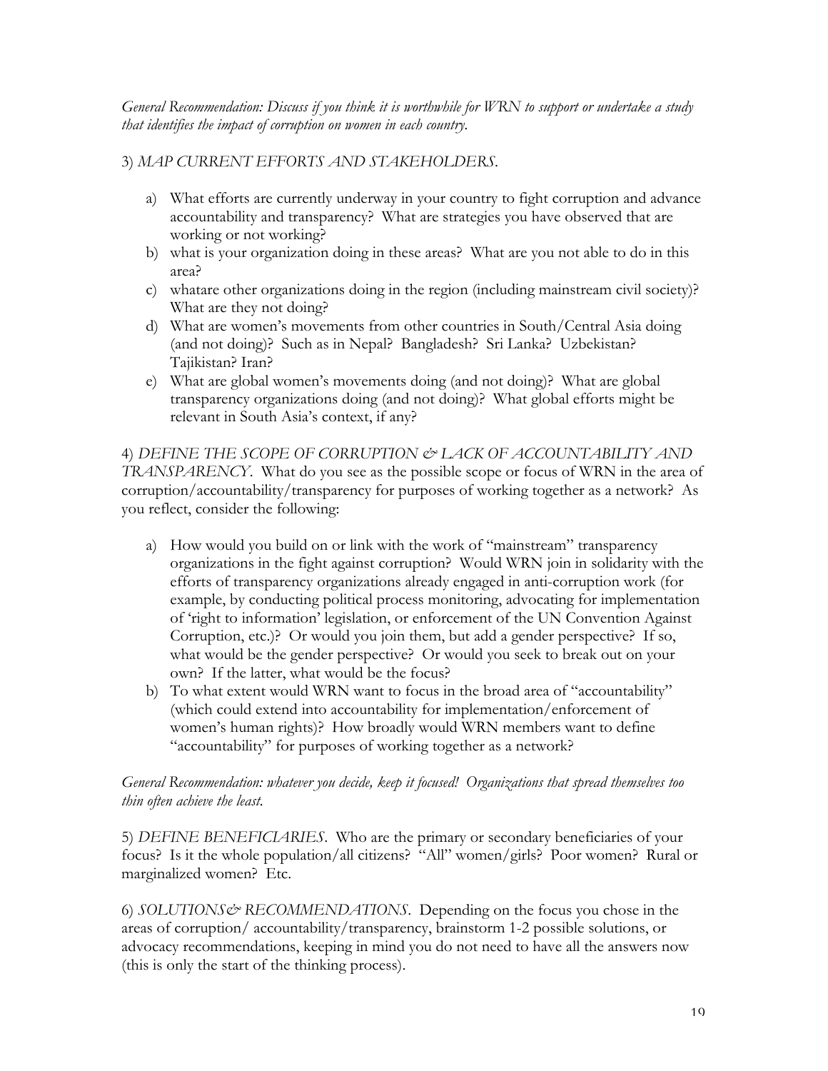*General Recommendation: Discuss if you think it is worthwhile for WRN to support or undertake a study that identifies the impact of corruption on women in each country.*

3) *MAP CURRENT EFFORTS AND STAKEHOLDERS.*

a) What efforts are currently underway in your country to fight corruption and advance accountability and transparency? What are strategies you have observed that are working or not working?
b) what is your organization doing in these areas? What are you not able to do in this area?
c) whatare other organizations doing in the region (including mainstream civil society)? What are they not doing?
d) What are women's movements from other countries in South/Central Asia doing (and not doing)? Such as in Nepal? Bangladesh? Sri Lanka? Uzbekistan? Tajikistan? Iran?
e) What are global women's movements doing (and not doing)? What are global transparency organizations doing (and not doing)? What global efforts might be relevant in South Asia's context, if any?

4) *DEFINE THE SCOPE OF CORRUPTION & LACK OF ACCOUNTABILITY AND TRANSPARENCY.* What do you see as the possible scope or focus of WRN in the area of corruption/accountability/transparency for purposes of working together as a network? As you reflect, consider the following:

a) How would you build on or link with the work of "mainstream" transparency organizations in the fight against corruption? Would WRN join in solidarity with the efforts of transparency organizations already engaged in anti-corruption work (for example, by conducting political process monitoring, advocating for implementation of 'right to information' legislation, or enforcement of the UN Convention Against Corruption, etc.)? Or would you join them, but add a gender perspective? If so, what would be the gender perspective? Or would you seek to break out on your own? If the latter, what would be the focus?
b) To what extent would WRN want to focus in the broad area of "accountability" (which could extend into accountability for implementation/enforcement of women's human rights)? How broadly would WRN members want to define "accountability" for purposes of working together as a network?

*General Recommendation: whatever you decide, keep it focused! Organizations that spread themselves too thin often achieve the least.*

5) *DEFINE BENEFICIARIES.* Who are the primary or secondary beneficiaries of your focus? Is it the whole population/all citizens? "All" women/girls? Poor women? Rural or marginalized women? Etc.

6) *SOLUTIONS& RECOMMENDATIONS.* Depending on the focus you chose in the areas of corruption/ accountability/transparency, brainstorm 1-2 possible solutions, or advocacy recommendations, keeping in mind you do not need to have all the answers now (this is only the start of the thinking process).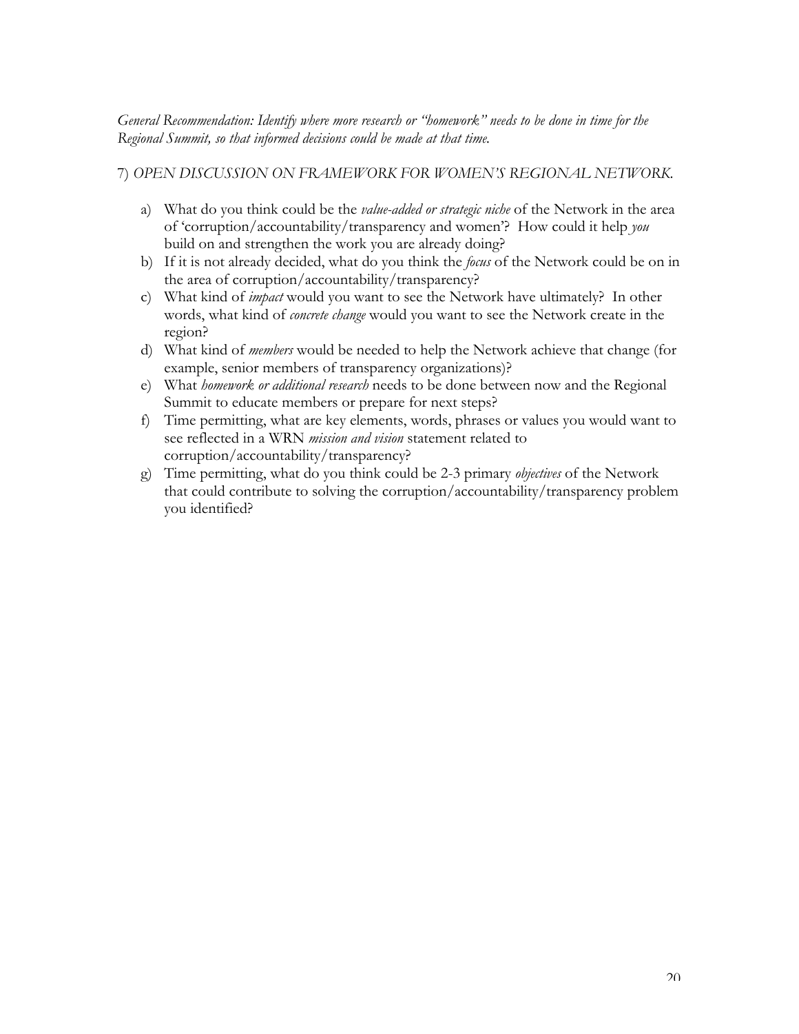*General Recommendation: Identify where more research or "homework" needs to be done in time for the Regional Summit, so that informed decisions could be made at that time.*

7) *OPEN DISCUSSION ON FRAMEWORK FOR WOMEN'S REGIONAL NETWORK.*

a) What do you think could be the *value-added or strategic niche* of the Network in the area of 'corruption/accountability/transparency and women'? How could it help *you* build on and strengthen the work you are already doing?
b) If it is not already decided, what do you think the *focus* of the Network could be on in the area of corruption/accountability/transparency?
c) What kind of *impact* would you want to see the Network have ultimately? In other words, what kind of *concrete change* would you want to see the Network create in the region?
d) What kind of *members* would be needed to help the Network achieve that change (for example, senior members of transparency organizations)?
e) What *homework or additional research* needs to be done between now and the Regional Summit to educate members or prepare for next steps?
f) Time permitting, what are key elements, words, phrases or values you would want to see reflected in a WRN *mission and vision* statement related to corruption/accountability/transparency?
g) Time permitting, what do you think could be 2-3 primary *objectives* of the Network that could contribute to solving the corruption/accountability/transparency problem you identified?